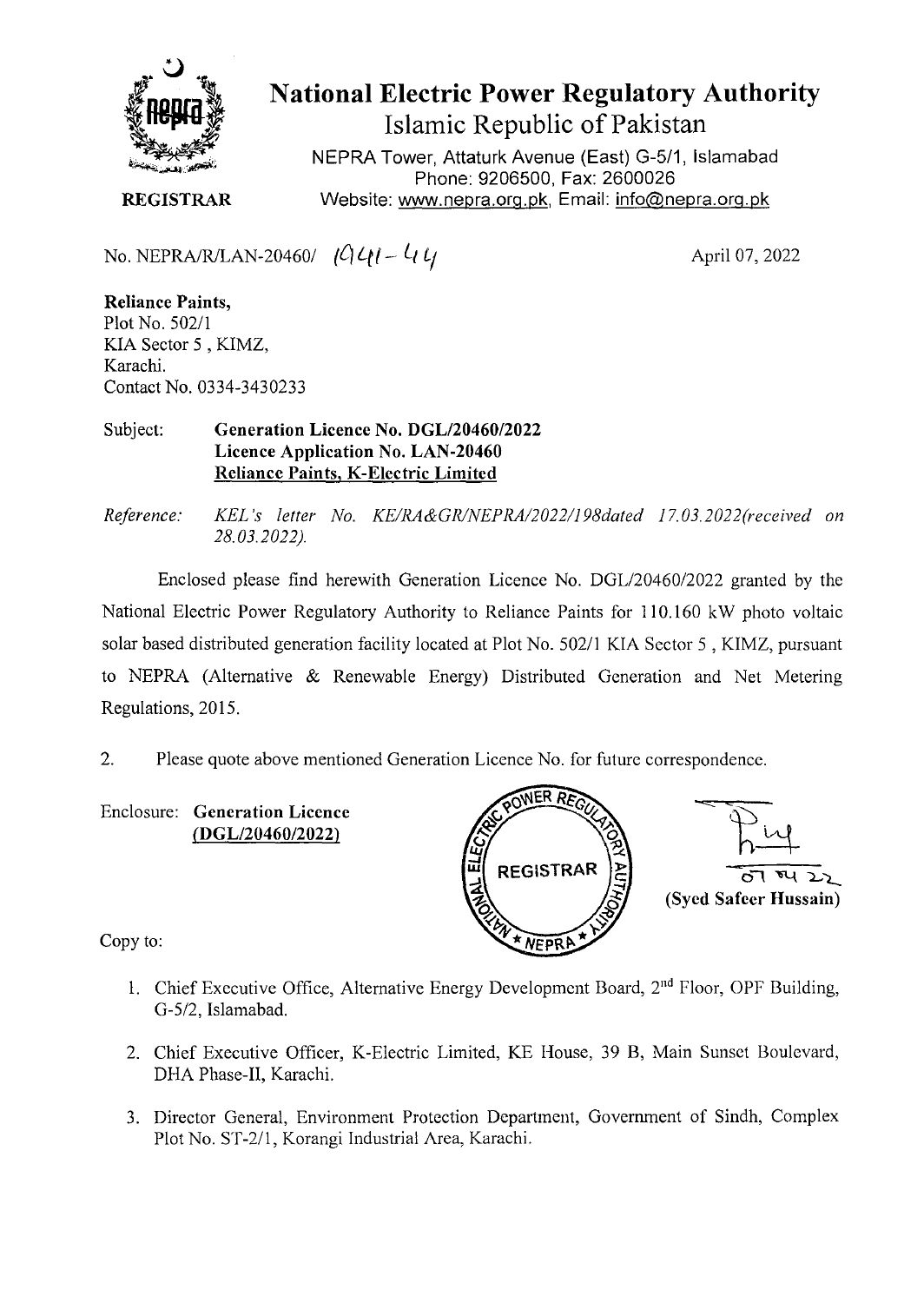# National Electric Power Regulatory Authority

## Islamic Republic of Pakistan

NEPRA Tower, Attaturk Avenue (East) G-5/1, Islamabad
Phone: 9206500, Fax: 2600026
Website: www.nepra.org.pk, Email: info@nepra.org.pk

**REGISTRAR**

No. NEPRA/R/LAN-20460/ 1941-44

April 07, 2022

**Reliance Paints,**
Plot No. 502/1
KIA Sector 5 , KIMZ,
Karachi.
Contact No. 0334-3430233

Subject: **Generation Licence No. DGL/20460/2022**
**Licence Application No. LAN-20460**
**Reliance Paints, K-Electric Limited**

*Reference: KEL's letter No. KE/RA&GR/NEPRA/2022/198dated 17.03.2022(received on 28.03.2022).*

Enclosed please find herewith Generation Licence No. DGL/20460/2022 granted by the National Electric Power Regulatory Authority to Reliance Paints for 110.160 kW photo voltaic solar based distributed generation facility located at Plot No. 502/1 KIA Sector 5 , KIMZ, pursuant to NEPRA (Alternative & Renewable Energy) Distributed Generation and Net Metering Regulations, 2015.

2. Please quote above mentioned Generation Licence No. for future correspondence.

Enclosure: **Generation Licence**
**(DGL/20460/2022)**

**(Syed Safeer Hussain)**

Copy to:

1. Chief Executive Office, Alternative Energy Development Board, 2nd Floor, OPF Building, G-5/2, Islamabad.
2. Chief Executive Officer, K-Electric Limited, KE House, 39 B, Main Sunset Boulevard, DHA Phase-II, Karachi.
3. Director General, Environment Protection Department, Government of Sindh, Complex Plot No. ST-2/1, Korangi Industrial Area, Karachi.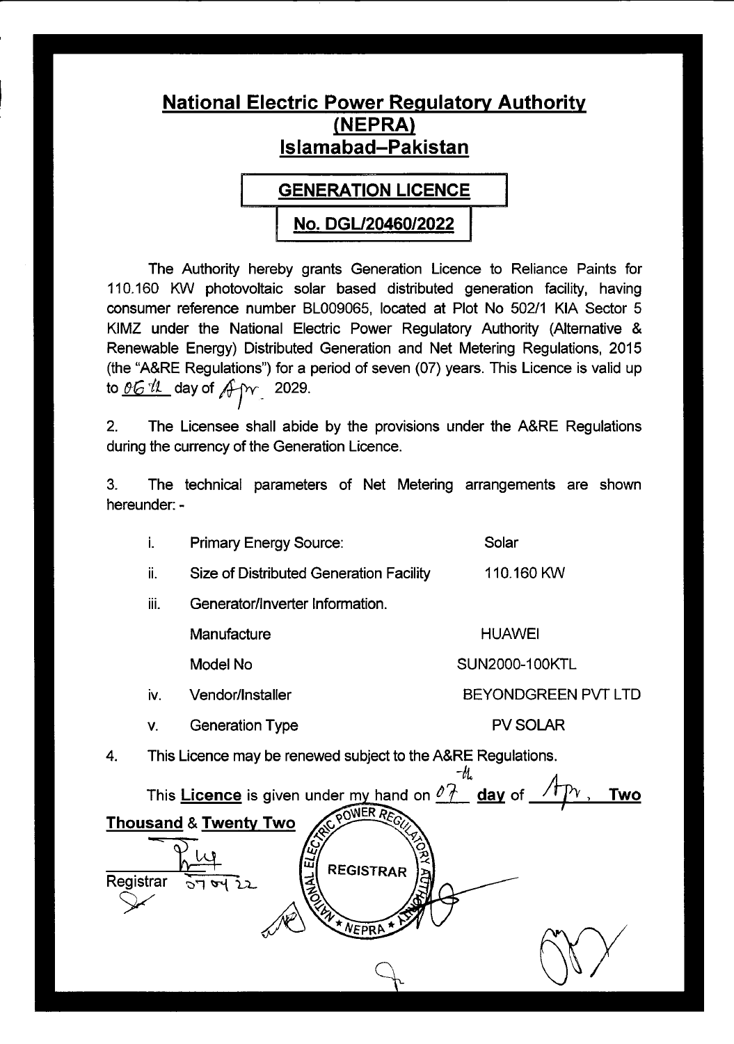# National Electric Power Regulatory Authority (NEPRA) Islamabad–Pakistan

## GENERATION LICENCE

## No. DGL/20460/2022

The Authority hereby grants Generation Licence to Reliance Paints for 110.160 KW photovoltaic solar based distributed generation facility, having consumer reference number BL009065, located at Plot No 502/1 KIA Sector 5 KIMZ under the National Electric Power Regulatory Authority (Alternative & Renewable Energy) Distributed Generation and Net Metering Regulations, 2015 (the "A&RE Regulations") for a period of seven (07) years. This Licence is valid up to 06th day of Apr 2029.

2. The Licensee shall abide by the provisions under the A&RE Regulations during the currency of the Generation Licence.

3. The technical parameters of Net Metering arrangements are shown hereunder: -

| | | |
|---|---|---|
| i. | Primary Energy Source: | Solar |
| ii. | Size of Distributed Generation Facility | 110.160 KW |
| iii. | Generator/Inverter Information. | |
| | Manufacture | HUAWEI |
| | Model No | SUN2000-100KTL |
| iv. | Vendor/Installer | BEYONDGREEN PVT LTD |
| v. | Generation Type | PV SOLAR |

4. This Licence may be renewed subject to the A&RE Regulations.

This **Licence** is given under my hand on 07th **day** of Apr, **Two Thousand** & **Twenty Two**

Registrar 07 04 22

REGISTRAR
NATIONAL ELECTRIC POWER REGULATORY AUTHORITY
NEPRA